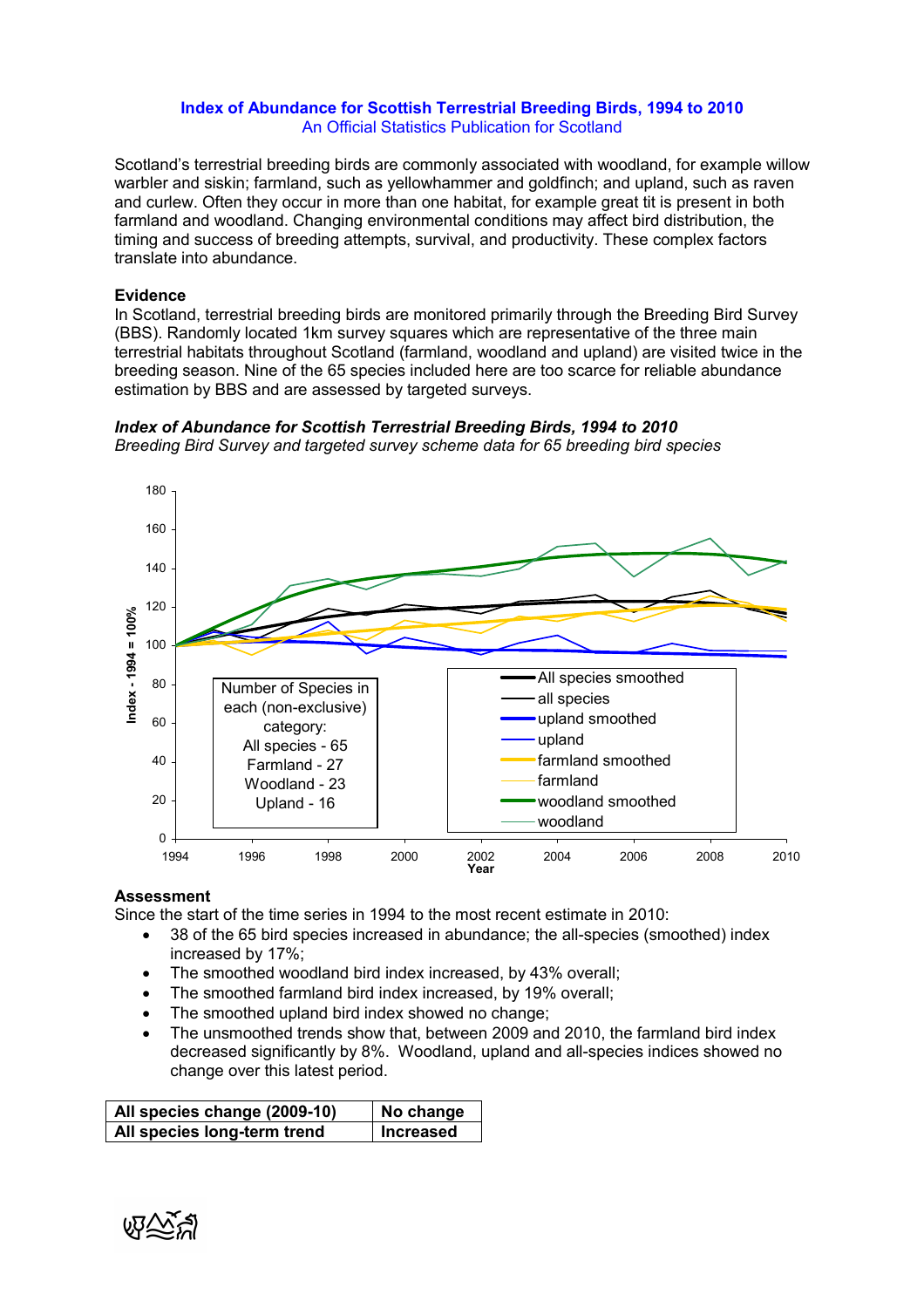# Index of Abundance for Scottish Terrestrial Breeding Birds, 1994 to 2010

An Official Statistics Publication for Scotland

Scotland's terrestrial breeding birds are commonly associated with woodland, for example willow warbler and siskin; farmland, such as yellowhammer and goldfinch; and upland, such as raven and curlew. Often they occur in more than one habitat, for example great tit is present in both farmland and woodland. Changing environmental conditions may affect bird distribution, the timing and success of breeding attempts, survival, and productivity. These complex factors translate into abundance.

### Evidence

In Scotland, terrestrial breeding birds are monitored primarily through the Breeding Bird Survey (BBS). Randomly located 1km survey squares which are representative of the three main terrestrial habitats throughout Scotland (farmland, woodland and upland) are visited twice in the breeding season. Nine of the 65 species included here are too scarce for reliable abundance estimation by BBS and are assessed by targeted surveys.

***Index of Abundance for Scottish Terrestrial Breeding Birds, 1994 to 2010***

*Breeding Bird Survey and targeted survey scheme data for 65 breeding bird species*

### Assessment

Since the start of the time series in 1994 to the most recent estimate in 2010:

- 38 of the 65 bird species increased in abundance; the all-species (smoothed) index increased by 17%;
- The smoothed woodland bird index increased, by 43% overall;
- The smoothed farmland bird index increased, by 19% overall;
- The smoothed upland bird index showed no change;
- The unsmoothed trends show that, between 2009 and 2010, the farmland bird index decreased significantly by 8%. Woodland, upland and all-species indices showed no change over this latest period.

| **All species change (2009-10)** | **No change** |
|---|---|
| **All species long-term trend** | **Increased** |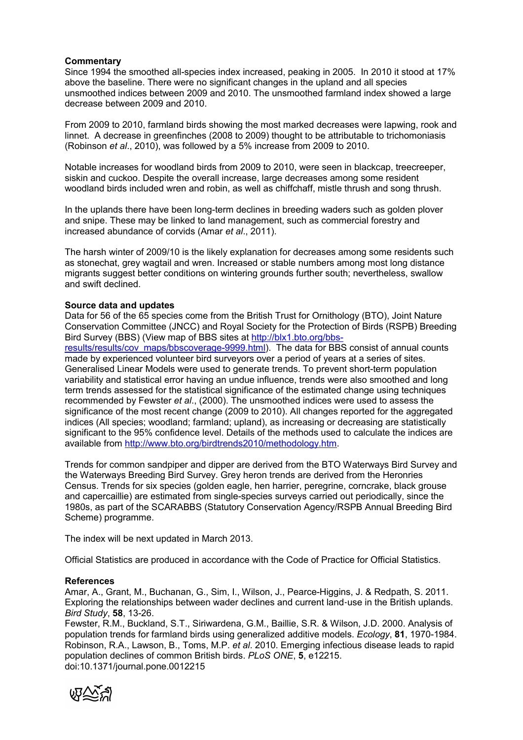**Commentary**

Since 1994 the smoothed all-species index increased, peaking in 2005. In 2010 it stood at 17% above the baseline. There were no significant changes in the upland and all species unsmoothed indices between 2009 and 2010. The unsmoothed farmland index showed a large decrease between 2009 and 2010.

From 2009 to 2010, farmland birds showing the most marked decreases were lapwing, rook and linnet. A decrease in greenfinches (2008 to 2009) thought to be attributable to trichomoniasis (Robinson *et al*., 2010), was followed by a 5% increase from 2009 to 2010.

Notable increases for woodland birds from 2009 to 2010, were seen in blackcap, treecreeper, siskin and cuckoo. Despite the overall increase, large decreases among some resident woodland birds included wren and robin, as well as chiffchaff, mistle thrush and song thrush.

In the uplands there have been long-term declines in breeding waders such as golden plover and snipe. These may be linked to land management, such as commercial forestry and increased abundance of corvids (Amar *et al*., 2011).

The harsh winter of 2009/10 is the likely explanation for decreases among some residents such as stonechat, grey wagtail and wren. Increased or stable numbers among most long distance migrants suggest better conditions on wintering grounds further south; nevertheless, swallow and swift declined.

**Source data and updates**

Data for 56 of the 65 species come from the British Trust for Ornithology (BTO), Joint Nature Conservation Committee (JNCC) and Royal Society for the Protection of Birds (RSPB) Breeding Bird Survey (BBS) (View map of BBS sites at http://blx1.bto.org/bbs-results/results/cov_maps/bbscoverage-9999.html). The data for BBS consist of annual counts made by experienced volunteer bird surveyors over a period of years at a series of sites. Generalised Linear Models were used to generate trends. To prevent short-term population variability and statistical error having an undue influence, trends were also smoothed and long term trends assessed for the statistical significance of the estimated change using techniques recommended by Fewster *et al*., (2000). The unsmoothed indices were used to assess the significance of the most recent change (2009 to 2010). All changes reported for the aggregated indices (All species; woodland; farmland; upland), as increasing or decreasing are statistically significant to the 95% confidence level. Details of the methods used to calculate the indices are available from http://www.bto.org/birdtrends2010/methodology.htm.

Trends for common sandpiper and dipper are derived from the BTO Waterways Bird Survey and the Waterways Breeding Bird Survey. Grey heron trends are derived from the Heronries Census. Trends for six species (golden eagle, hen harrier, peregrine, corncrake, black grouse and capercaillie) are estimated from single-species surveys carried out periodically, since the 1980s, as part of the SCARABBS (Statutory Conservation Agency/RSPB Annual Breeding Bird Scheme) programme.

The index will be next updated in March 2013.

Official Statistics are produced in accordance with the Code of Practice for Official Statistics.

**References**

Amar, A., Grant, M., Buchanan, G., Sim, I., Wilson, J., Pearce-Higgins, J. & Redpath, S. 2011. Exploring the relationships between wader declines and current land-use in the British uplands. *Bird Study*, **58**, 13-26.

Fewster, R.M., Buckland, S.T., Siriwardena, G.M., Baillie, S.R. & Wilson, J.D. 2000. Analysis of population trends for farmland birds using generalized additive models. *Ecology*, **81**, 1970-1984.

Robinson, R.A., Lawson, B., Toms, M.P. *et al*. 2010. Emerging infectious disease leads to rapid population declines of common British birds. *PLoS ONE*, **5**, e12215. doi:10.1371/journal.pone.0012215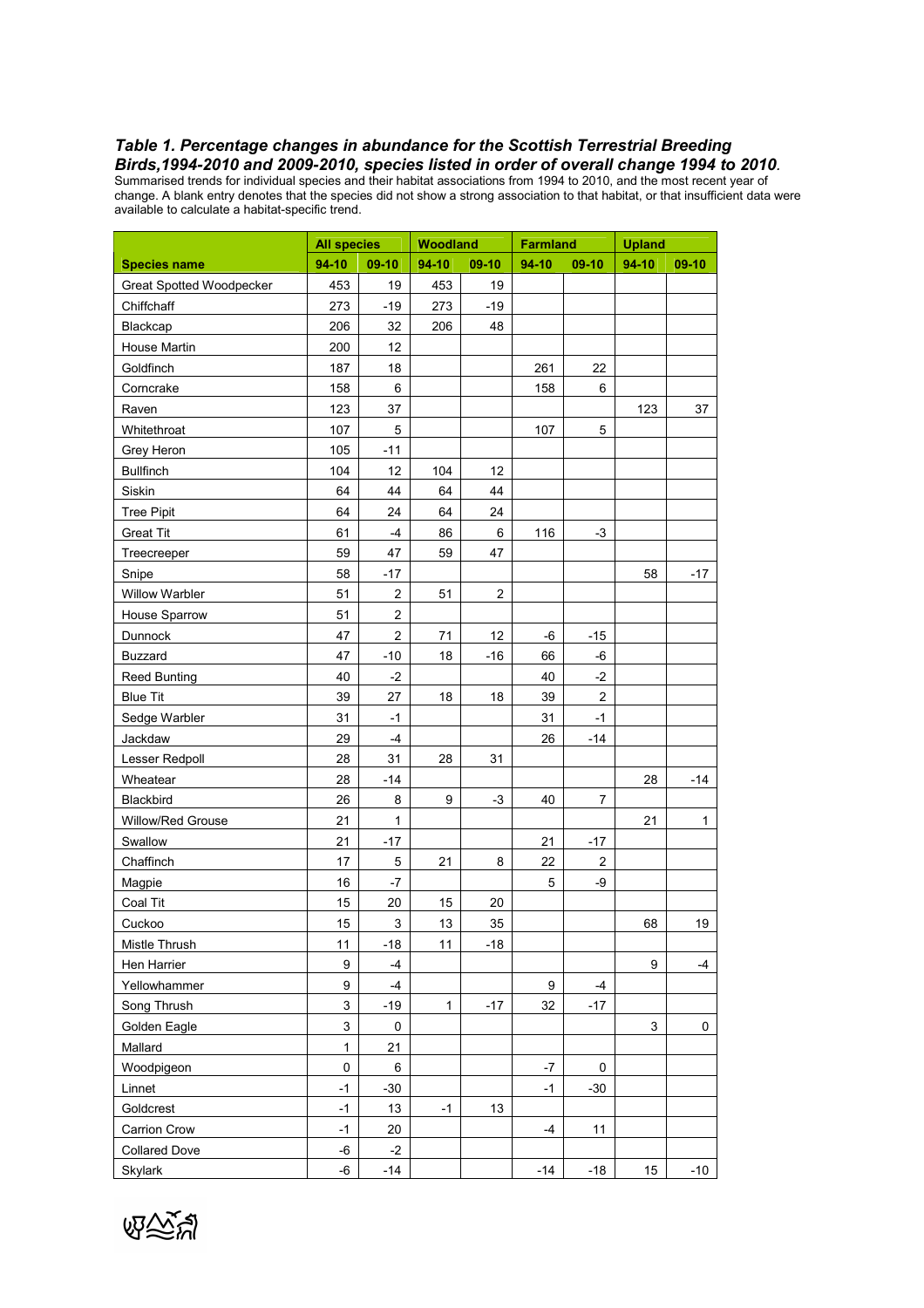***Table 1. Percentage changes in abundance for the Scottish Terrestrial Breeding Birds,1994-2010 and 2009-2010, species listed in order of overall change 1994 to 2010.***
Summarised trends for individual species and their habitat associations from 1994 to 2010, and the most recent year of change. A blank entry denotes that the species did not show a strong association to that habitat, or that insufficient data were available to calculate a habitat-specific trend.

| | All species | | Woodland | | Farmland | | Upland | |
|---|---|---|---|---|---|---|---|---|
| **Species name** | **94-10** | **09-10** | **94-10** | **09-10** | **94-10** | **09-10** | **94-10** | **09-10** |
| Great Spotted Woodpecker | 453 | 19 | 453 | 19 | | | | |
| Chiffchaff | 273 | -19 | 273 | -19 | | | | |
| Blackcap | 206 | 32 | 206 | 48 | | | | |
| House Martin | 200 | 12 | | | | | | |
| Goldfinch | 187 | 18 | | | 261 | 22 | | |
| Corncrake | 158 | 6 | | | 158 | 6 | | |
| Raven | 123 | 37 | | | | | 123 | 37 |
| Whitethroat | 107 | 5 | | | 107 | 5 | | |
| Grey Heron | 105 | -11 | | | | | | |
| Bullfinch | 104 | 12 | 104 | 12 | | | | |
| Siskin | 64 | 44 | 64 | 44 | | | | |
| Tree Pipit | 64 | 24 | 64 | 24 | | | | |
| Great Tit | 61 | -4 | 86 | 6 | 116 | -3 | | |
| Treecreeper | 59 | 47 | 59 | 47 | | | | |
| Snipe | 58 | -17 | | | | | 58 | -17 |
| Willow Warbler | 51 | 2 | 51 | 2 | | | | |
| House Sparrow | 51 | 2 | | | | | | |
| Dunnock | 47 | 2 | 71 | 12 | -6 | -15 | | |
| Buzzard | 47 | -10 | 18 | -16 | 66 | -6 | | |
| Reed Bunting | 40 | -2 | | | 40 | -2 | | |
| Blue Tit | 39 | 27 | 18 | 18 | 39 | 2 | | |
| Sedge Warbler | 31 | -1 | | | 31 | -1 | | |
| Jackdaw | 29 | -4 | | | 26 | -14 | | |
| Lesser Redpoll | 28 | 31 | 28 | 31 | | | | |
| Wheatear | 28 | -14 | | | | | 28 | -14 |
| Blackbird | 26 | 8 | 9 | -3 | 40 | 7 | | |
| Willow/Red Grouse | 21 | 1 | | | | | 21 | 1 |
| Swallow | 21 | -17 | | | 21 | -17 | | |
| Chaffinch | 17 | 5 | 21 | 8 | 22 | 2 | | |
| Magpie | 16 | -7 | | | 5 | -9 | | |
| Coal Tit | 15 | 20 | 15 | 20 | | | | |
| Cuckoo | 15 | 3 | 13 | 35 | | | 68 | 19 |
| Mistle Thrush | 11 | -18 | 11 | -18 | | | | |
| Hen Harrier | 9 | -4 | | | | | 9 | -4 |
| Yellowhammer | 9 | -4 | | | 9 | -4 | | |
| Song Thrush | 3 | -19 | 1 | -17 | 32 | -17 | | |
| Golden Eagle | 3 | 0 | | | | | 3 | 0 |
| Mallard | 1 | 21 | | | | | | |
| Woodpigeon | 0 | 6 | | | -7 | 0 | | |
| Linnet | -1 | -30 | | | -1 | -30 | | |
| Goldcrest | -1 | 13 | -1 | 13 | | | | |
| Carrion Crow | -1 | 20 | | | -4 | 11 | | |
| Collared Dove | -6 | -2 | | | | | | |
| Skylark | -6 | -14 | | | -14 | -18 | 15 | -10 |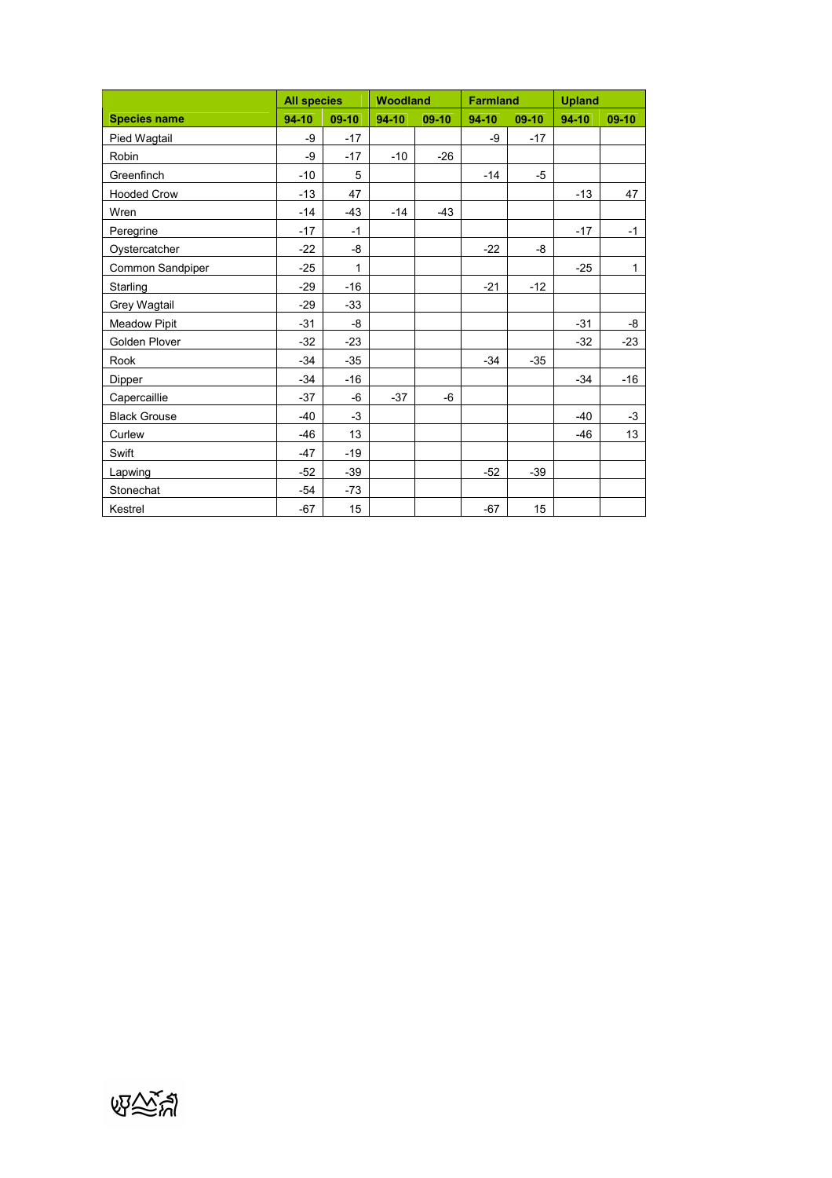| | All species | | Woodland | | Farmland | | Upland | |
|---|---|---|---|---|---|---|---|---|
| **Species name** | **94-10** | **09-10** | **94-10** | **09-10** | **94-10** | **09-10** | **94-10** | **09-10** |
| Pied Wagtail | -9 | -17 | | | -9 | -17 | | |
| Robin | -9 | -17 | -10 | -26 | | | | |
| Greenfinch | -10 | 5 | | | -14 | -5 | | |
| Hooded Crow | -13 | 47 | | | | | -13 | 47 |
| Wren | -14 | -43 | -14 | -43 | | | | |
| Peregrine | -17 | -1 | | | | | -17 | -1 |
| Oystercatcher | -22 | -8 | | | -22 | -8 | | |
| Common Sandpiper | -25 | 1 | | | | | -25 | 1 |
| Starling | -29 | -16 | | | -21 | -12 | | |
| Grey Wagtail | -29 | -33 | | | | | | |
| Meadow Pipit | -31 | -8 | | | | | -31 | -8 |
| Golden Plover | -32 | -23 | | | | | -32 | -23 |
| Rook | -34 | -35 | | | -34 | -35 | | |
| Dipper | -34 | -16 | | | | | -34 | -16 |
| Capercaillie | -37 | -6 | -37 | -6 | | | | |
| Black Grouse | -40 | -3 | | | | | -40 | -3 |
| Curlew | -46 | 13 | | | | | -46 | 13 |
| Swift | -47 | -19 | | | | | | |
| Lapwing | -52 | -39 | | | -52 | -39 | | |
| Stonechat | -54 | -73 | | | | | | |
| Kestrel | -67 | 15 | | | -67 | 15 | | |